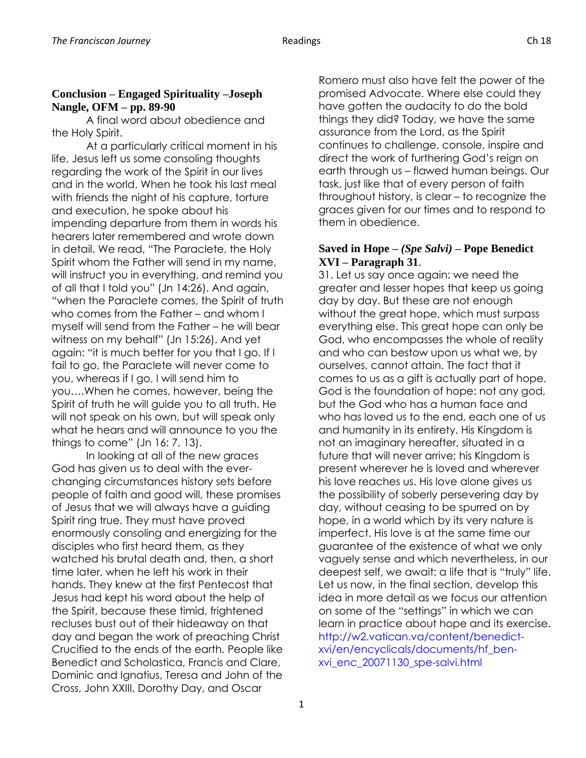## Conclusion – Engaged Spirituality –Joseph Nangle, OFM – pp. 89-90

A final word about obedience and the Holy Spirit.

At a particularly critical moment in his life, Jesus left us some consoling thoughts regarding the work of the Spirit in our lives and in the world. When he took his last meal with friends the night of his capture, torture and execution, he spoke about his impending departure from them in words his hearers later remembered and wrote down in detail. We read, "The Paraclete, the Holy Spirit whom the Father will send in my name, will instruct you in everything, and remind you of all that I told you" (Jn 14:26). And again, "when the Paraclete comes, the Spirit of truth who comes from the Father – and whom I myself will send from the Father – he will bear witness on my behalf" (Jn 15:26). And yet again: "it is much better for you that I go. If I fail to go, the Paraclete will never come to you, whereas if I go, I will send him to you….When he comes, however, being the Spirit of truth he will guide you to all truth. He will not speak on his own, but will speak only what he hears and will announce to you the things to come" (Jn 16: 7, 13).

In looking at all of the new graces God has given us to deal with the ever-changing circumstances history sets before people of faith and good will, these promises of Jesus that we will always have a guiding Spirit ring true. They must have proved enormously consoling and energizing for the disciples who first heard them, as they watched his brutal death and, then, a short time later, when he left his work in their hands. They knew at the first Pentecost that Jesus had kept his word about the help of the Spirit, because these timid, frightened recluses bust out of their hideaway on that day and began the work of preaching Christ Crucified to the ends of the earth. People like Benedict and Scholastica, Francis and Clare, Dominic and Ignatius, Teresa and John of the Cross, John XXIII, Dorothy Day, and Oscar Romero must also have felt the power of the promised Advocate. Where else could they have gotten the audacity to do the bold things they did? Today, we have the same assurance from the Lord, as the Spirit continues to challenge, console, inspire and direct the work of furthering God's reign on earth through us – flawed human beings. Our task, just like that of every person of faith throughout history, is clear – to recognize the graces given for our times and to respond to them in obedience.

## Saved in Hope – *(Spe Salvi)* – Pope Benedict XVI – Paragraph 31.

31. Let us say once again: we need the greater and lesser hopes that keep us going day by day. But these are not enough without the great hope, which must surpass everything else. This great hope can only be God, who encompasses the whole of reality and who can bestow upon us what we, by ourselves, cannot attain. The fact that it comes to us as a gift is actually part of hope. God is the foundation of hope: not any god, but the God who has a human face and who has loved us to the end, each one of us and humanity in its entirety. His Kingdom is not an imaginary hereafter, situated in a future that will never arrive; his Kingdom is present wherever he is loved and wherever his love reaches us. His love alone gives us the possibility of soberly persevering day by day, without ceasing to be spurred on by hope, in a world which by its very nature is imperfect. His love is at the same time our guarantee of the existence of what we only vaguely sense and which nevertheless, in our deepest self, we await: a life that is "truly" life. Let us now, in the final section, develop this idea in more detail as we focus our attention on some of the "settings" in which we can learn in practice about hope and its exercise.
http://w2.vatican.va/content/benedict-xvi/en/encyclicals/documents/hf_ben-xvi_enc_20071130_spe-salvi.html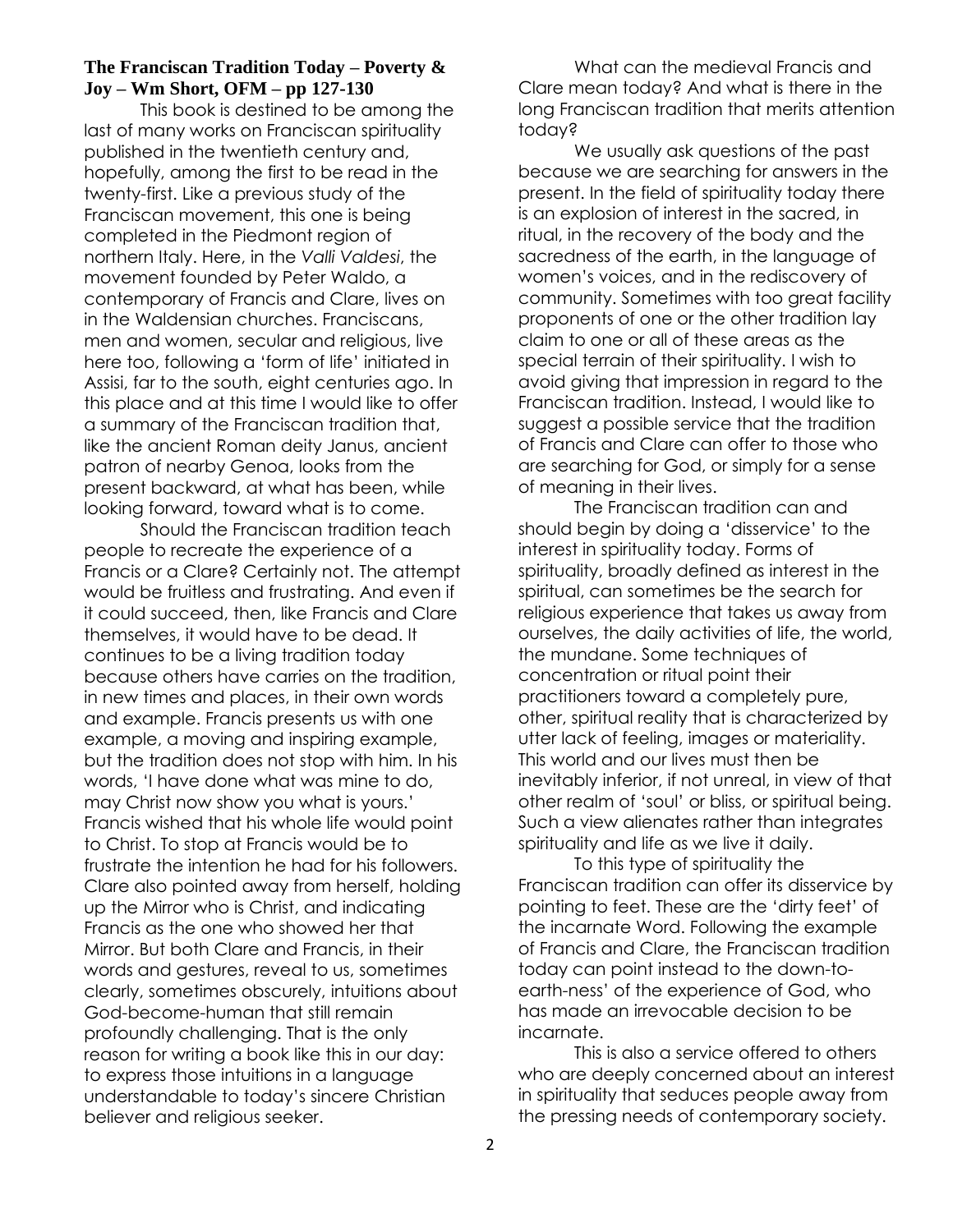**The Franciscan Tradition Today – Poverty & Joy – Wm Short, OFM – pp 127-130**

This book is destined to be among the last of many works on Franciscan spirituality published in the twentieth century and, hopefully, among the first to be read in the twenty-first. Like a previous study of the Franciscan movement, this one is being completed in the Piedmont region of northern Italy. Here, in the *Valli Valdesi*, the movement founded by Peter Waldo, a contemporary of Francis and Clare, lives on in the Waldensian churches. Franciscans, men and women, secular and religious, live here too, following a 'form of life' initiated in Assisi, far to the south, eight centuries ago. In this place and at this time I would like to offer a summary of the Franciscan tradition that, like the ancient Roman deity Janus, ancient patron of nearby Genoa, looks from the present backward, at what has been, while looking forward, toward what is to come.

Should the Franciscan tradition teach people to recreate the experience of a Francis or a Clare? Certainly not. The attempt would be fruitless and frustrating. And even if it could succeed, then, like Francis and Clare themselves, it would have to be dead. It continues to be a living tradition today because others have carries on the tradition, in new times and places, in their own words and example. Francis presents us with one example, a moving and inspiring example, but the tradition does not stop with him. In his words, 'I have done what was mine to do, may Christ now show you what is yours.' Francis wished that his whole life would point to Christ. To stop at Francis would be to frustrate the intention he had for his followers. Clare also pointed away from herself, holding up the Mirror who is Christ, and indicating Francis as the one who showed her that Mirror. But both Clare and Francis, in their words and gestures, reveal to us, sometimes clearly, sometimes obscurely, intuitions about God-become-human that still remain profoundly challenging. That is the only reason for writing a book like this in our day: to express those intuitions in a language understandable to today's sincere Christian believer and religious seeker.

What can the medieval Francis and Clare mean today? And what is there in the long Franciscan tradition that merits attention today?

We usually ask questions of the past because we are searching for answers in the present. In the field of spirituality today there is an explosion of interest in the sacred, in ritual, in the recovery of the body and the sacredness of the earth, in the language of women's voices, and in the rediscovery of community. Sometimes with too great facility proponents of one or the other tradition lay claim to one or all of these areas as the special terrain of their spirituality. I wish to avoid giving that impression in regard to the Franciscan tradition. Instead, I would like to suggest a possible service that the tradition of Francis and Clare can offer to those who are searching for God, or simply for a sense of meaning in their lives.

The Franciscan tradition can and should begin by doing a 'disservice' to the interest in spirituality today. Forms of spirituality, broadly defined as interest in the spiritual, can sometimes be the search for religious experience that takes us away from ourselves, the daily activities of life, the world, the mundane. Some techniques of concentration or ritual point their practitioners toward a completely pure, other, spiritual reality that is characterized by utter lack of feeling, images or materiality. This world and our lives must then be inevitably inferior, if not unreal, in view of that other realm of 'soul' or bliss, or spiritual being. Such a view alienates rather than integrates spirituality and life as we live it daily.

To this type of spirituality the Franciscan tradition can offer its disservice by pointing to feet. These are the 'dirty feet' of the incarnate Word. Following the example of Francis and Clare, the Franciscan tradition today can point instead to the down-to-earth-ness' of the experience of God, who has made an irrevocable decision to be incarnate.

This is also a service offered to others who are deeply concerned about an interest in spirituality that seduces people away from the pressing needs of contemporary society.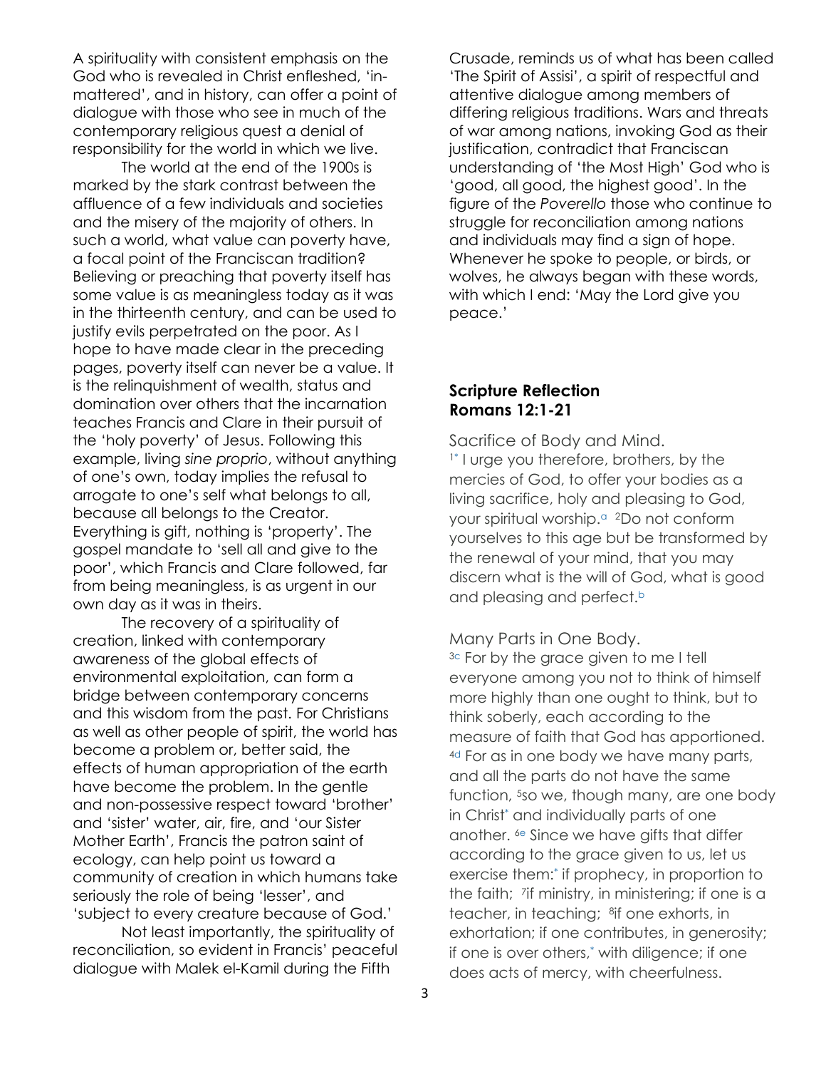A spirituality with consistent emphasis on the God who is revealed in Christ enfleshed, 'in-mattered', and in history, can offer a point of dialogue with those who see in much of the contemporary religious quest a denial of responsibility for the world in which we live.

The world at the end of the 1900s is marked by the stark contrast between the affluence of a few individuals and societies and the misery of the majority of others. In such a world, what value can poverty have, a focal point of the Franciscan tradition? Believing or preaching that poverty itself has some value is as meaningless today as it was in the thirteenth century, and can be used to justify evils perpetrated on the poor. As I hope to have made clear in the preceding pages, poverty itself can never be a value. It is the relinquishment of wealth, status and domination over others that the incarnation teaches Francis and Clare in their pursuit of the 'holy poverty' of Jesus. Following this example, living *sine proprio*, without anything of one's own, today implies the refusal to arrogate to one's self what belongs to all, because all belongs to the Creator. Everything is gift, nothing is 'property'. The gospel mandate to 'sell all and give to the poor', which Francis and Clare followed, far from being meaningless, is as urgent in our own day as it was in theirs.

The recovery of a spirituality of creation, linked with contemporary awareness of the global effects of environmental exploitation, can form a bridge between contemporary concerns and this wisdom from the past. For Christians as well as other people of spirit, the world has become a problem or, better said, the effects of human appropriation of the earth have become the problem. In the gentle and non-possessive respect toward 'brother' and 'sister' water, air, fire, and 'our Sister Mother Earth', Francis the patron saint of ecology, can help point us toward a community of creation in which humans take seriously the role of being 'lesser', and 'subject to every creature because of God.'

Not least importantly, the spirituality of reconciliation, so evident in Francis' peaceful dialogue with Malek el-Kamil during the Fifth Crusade, reminds us of what has been called 'The Spirit of Assisi', a spirit of respectful and attentive dialogue among members of differing religious traditions. Wars and threats of war among nations, invoking God as their justification, contradict that Franciscan understanding of 'the Most High' God who is 'good, all good, the highest good'. In the figure of the *Poverello* those who continue to struggle for reconciliation among nations and individuals may find a sign of hope. Whenever he spoke to people, or birds, or wolves, he always began with these words, with which I end: 'May the Lord give you peace.'

## Scripture Reflection
## Romans 12:1-21

Sacrifice of Body and Mind.

1* I urge you therefore, brothers, by the mercies of God, to offer your bodies as a living sacrifice, holy and pleasing to God, your spiritual worship.[a] 2Do not conform yourselves to this age but be transformed by the renewal of your mind, that you may discern what is the will of God, what is good and pleasing and perfect.[b]

Many Parts in One Body.

3[c] For by the grace given to me I tell everyone among you not to think of himself more highly than one ought to think, but to think soberly, each according to the measure of faith that God has apportioned. 4[d] For as in one body we have many parts, and all the parts do not have the same function, 5so we, though many, are one body in Christ* and individually parts of one another. 6[e] Since we have gifts that differ according to the grace given to us, let us exercise them:* if prophecy, in proportion to the faith; 7if ministry, in ministering; if one is a teacher, in teaching; 8if one exhorts, in exhortation; if one contributes, in generosity; if one is over others,* with diligence; if one does acts of mercy, with cheerfulness.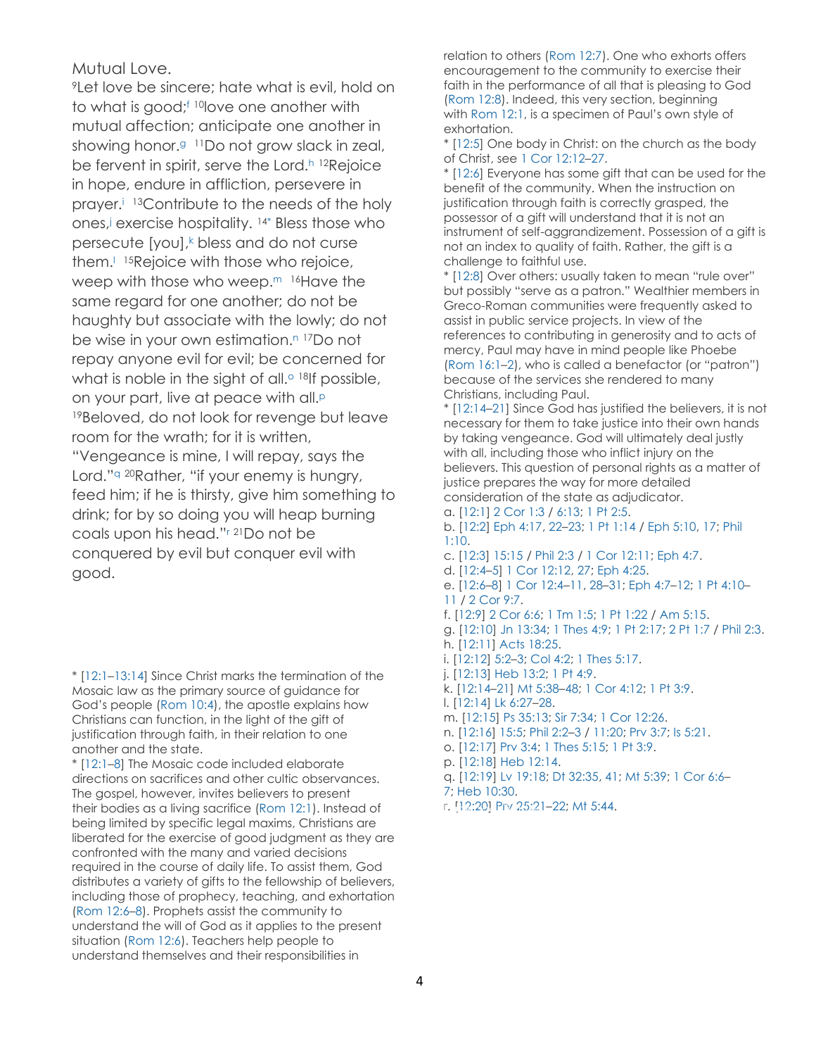## Mutual Love.

[9]Let love be sincere; hate what is evil, hold on to what is good;[f] [10]love one another with mutual affection; anticipate one another in showing honor.[g] [11]Do not grow slack in zeal, be fervent in spirit, serve the Lord.[h] [12]Rejoice in hope, endure in affliction, persevere in prayer.[i] [13]Contribute to the needs of the holy ones,[j] exercise hospitality. [14*] Bless those who persecute [you],[k] bless and do not curse them.[l] [15]Rejoice with those who rejoice, weep with those who weep.[m] [16]Have the same regard for one another; do not be haughty but associate with the lowly; do not be wise in your own estimation.[n] [17]Do not repay anyone evil for evil; be concerned for what is noble in the sight of all.[o] [18]If possible, on your part, live at peace with all.[p] [19]Beloved, do not look for revenge but leave room for the wrath; for it is written, "Vengeance is mine, I will repay, says the Lord."[q] [20]Rather, "if your enemy is hungry, feed him; if he is thirsty, give him something to drink; for by so doing you will heap burning coals upon his head."[r] [21]Do not be conquered by evil but conquer evil with good.

* [12:1–13:14] Since Christ marks the termination of the Mosaic law as the primary source of guidance for God's people (Rom 10:4), the apostle explains how Christians can function, in the light of the gift of justification through faith, in their relation to one another and the state.

* [12:1–8] The Mosaic code included elaborate directions on sacrifices and other cultic observances. The gospel, however, invites believers to present their bodies as a living sacrifice (Rom 12:1). Instead of being limited by specific legal maxims, Christians are liberated for the exercise of good judgment as they are confronted with the many and varied decisions required in the course of daily life. To assist them, God distributes a variety of gifts to the fellowship of believers, including those of prophecy, teaching, and exhortation (Rom 12:6–8). Prophets assist the community to understand the will of God as it applies to the present situation (Rom 12:6). Teachers help people to understand themselves and their responsibilities in relation to others (Rom 12:7). One who exhorts offers encouragement to the community to exercise their faith in the performance of all that is pleasing to God (Rom 12:8). Indeed, this very section, beginning with Rom 12:1, is a specimen of Paul's own style of exhortation.

* [12:5] One body in Christ: on the church as the body of Christ, see 1 Cor 12:12–27.

* [12:6] Everyone has some gift that can be used for the benefit of the community. When the instruction on justification through faith is correctly grasped, the possessor of a gift will understand that it is not an instrument of self-aggrandizement. Possession of a gift is not an index to quality of faith. Rather, the gift is a challenge to faithful use.

* [12:8] Over others: usually taken to mean "rule over" but possibly "serve as a patron." Wealthier members in Greco-Roman communities were frequently asked to assist in public service projects. In view of the references to contributing in generosity and to acts of mercy, Paul may have in mind people like Phoebe (Rom 16:1–2), who is called a benefactor (or "patron") because of the services she rendered to many Christians, including Paul.

* [12:14–21] Since God has justified the believers, it is not necessary for them to take justice into their own hands by taking vengeance. God will ultimately deal justly with all, including those who inflict injury on the believers. This question of personal rights as a matter of justice prepares the way for more detailed consideration of the state as adjudicator.

a. [12:1] 2 Cor 1:3 / 6:13; 1 Pt 2:5.
b. [12:2] Eph 4:17, 22–23; 1 Pt 1:14 / Eph 5:10, 17; Phil 1:10.
c. [12:3] 15:15 / Phil 2:3 / 1 Cor 12:11; Eph 4:7.
d. [12:4–5] 1 Cor 12:12, 27; Eph 4:25.
e. [12:6–8] 1 Cor 12:4–11, 28–31; Eph 4:7–12; 1 Pt 4:10–11 / 2 Cor 9:7.
f. [12:9] 2 Cor 6:6; 1 Tm 1:5; 1 Pt 1:22 / Am 5:15.
g. [12:10] Jn 13:34; 1 Thes 4:9; 1 Pt 2:17; 2 Pt 1:7 / Phil 2:3.
h. [12:11] Acts 18:25.
i. [12:12] 5:2–3; Col 4:2; 1 Thes 5:17.
j. [12:13] Heb 13:2; 1 Pt 4:9.
k. [12:14–21] Mt 5:38–48; 1 Cor 4:12; 1 Pt 3:9.
l. [12:14] Lk 6:27–28.
m. [12:15] Ps 35:13; Sir 7:34; 1 Cor 12:26.
n. [12:16] 15:5; Phil 2:2–3 / 11:20; Prv 3:7; Is 5:21.
o. [12:17] Prv 3:4; 1 Thes 5:15; 1 Pt 3:9.
p. [12:18] Heb 12:14.
q. [12:19] Lv 19:18; Dt 32:35, 41; Mt 5:39; 1 Cor 6:6–7; Heb 10:30.
r. [12:20] Prv 25:21–22; Mt 5:44.